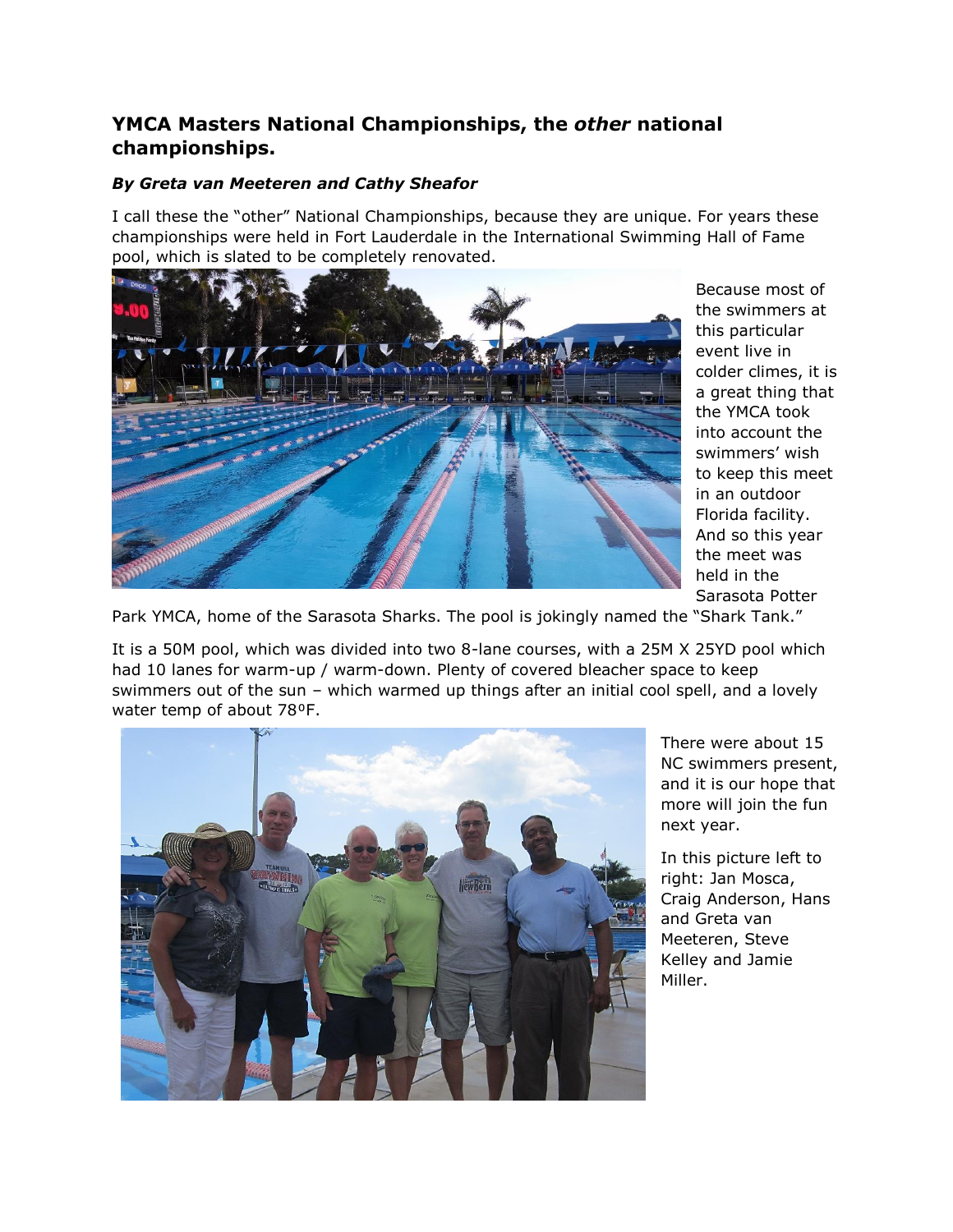# YMCA Masters National Championships, the *other* national championships.

***By Greta van Meeteren and Cathy Sheafor***

I call these the "other" National Championships, because they are unique. For years these championships were held in Fort Lauderdale in the International Swimming Hall of Fame pool, which is slated to be completely renovated.

Because most of the swimmers at this particular event live in colder climes, it is a great thing that the YMCA took into account the swimmers' wish to keep this meet in an outdoor Florida facility. And so this year the meet was held in the Sarasota Potter Park YMCA, home of the Sarasota Sharks. The pool is jokingly named the "Shark Tank."

It is a 50M pool, which was divided into two 8-lane courses, with a 25M X 25YD pool which had 10 lanes for warm-up / warm-down. Plenty of covered bleacher space to keep swimmers out of the sun – which warmed up things after an initial cool spell, and a lovely water temp of about 78ºF.

There were about 15 NC swimmers present, and it is our hope that more will join the fun next year.

In this picture left to right: Jan Mosca, Craig Anderson, Hans and Greta van Meeteren, Steve Kelley and Jamie Miller.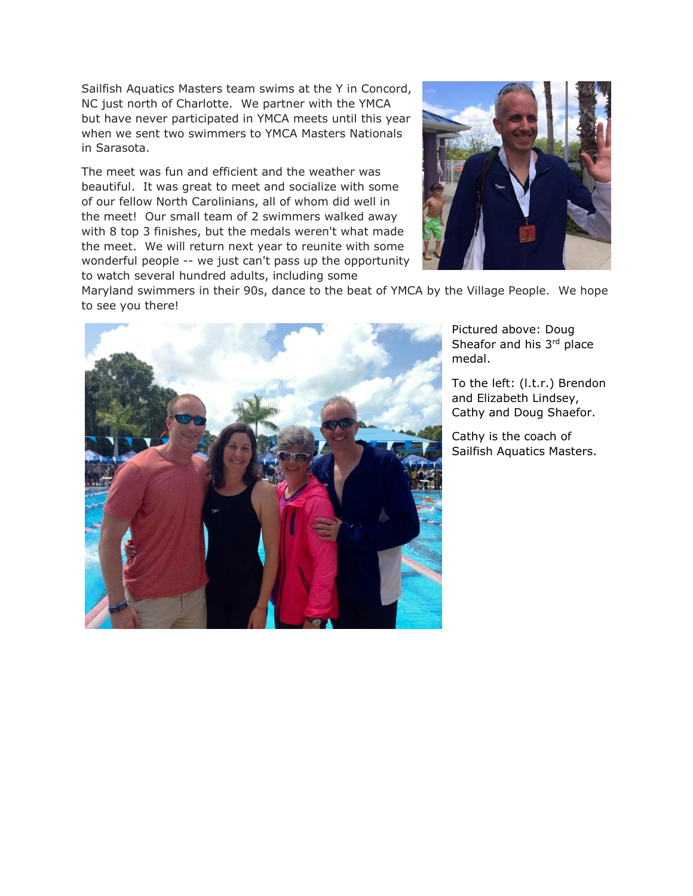Sailfish Aquatics Masters team swims at the Y in Concord, NC just north of Charlotte. We partner with the YMCA but have never participated in YMCA meets until this year when we sent two swimmers to YMCA Masters Nationals in Sarasota.

The meet was fun and efficient and the weather was beautiful. It was great to meet and socialize with some of our fellow North Carolinians, all of whom did well in the meet! Our small team of 2 swimmers walked away with 8 top 3 finishes, but the medals weren't what made the meet. We will return next year to reunite with some wonderful people -- we just can't pass up the opportunity to watch several hundred adults, including some Maryland swimmers in their 90s, dance to the beat of YMCA by the Village People. We hope to see you there!

Pictured above: Doug Sheafor and his 3rd place medal.

To the left: (l.t.r.) Brendon and Elizabeth Lindsey, Cathy and Doug Shaefor.

Cathy is the coach of Sailfish Aquatics Masters.